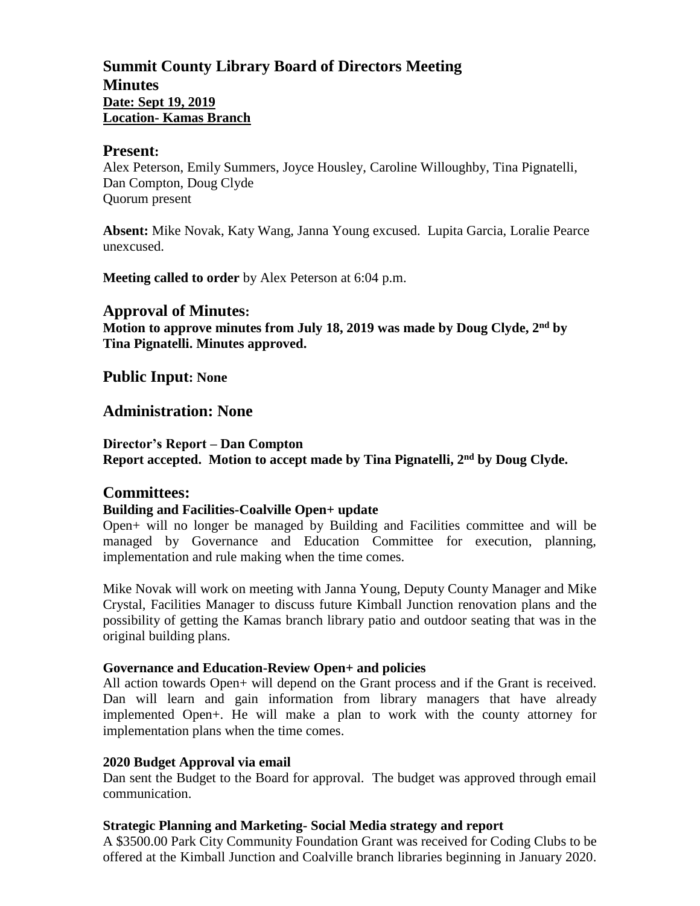# Summit County Library Board of Directors Meeting
# Minutes

**Date: Sept 19, 2019**
**Location- Kamas Branch**

## Present:

Alex Peterson, Emily Summers, Joyce Housley, Caroline Willoughby, Tina Pignatelli, Dan Compton, Doug Clyde
Quorum present

**Absent:** Mike Novak, Katy Wang, Janna Young excused. Lupita Garcia, Loralie Pearce unexcused.

**Meeting called to order** by Alex Peterson at 6:04 p.m.

## Approval of Minutes:

**Motion to approve minutes from July 18, 2019 was made by Doug Clyde, 2nd by Tina Pignatelli. Minutes approved.**

## Public Input: None

## Administration: None

**Director's Report – Dan Compton**
**Report accepted. Motion to accept made by Tina Pignatelli, 2nd by Doug Clyde.**

## Committees:

### Building and Facilities-Coalville Open+ update

Open+ will no longer be managed by Building and Facilities committee and will be managed by Governance and Education Committee for execution, planning, implementation and rule making when the time comes.

Mike Novak will work on meeting with Janna Young, Deputy County Manager and Mike Crystal, Facilities Manager to discuss future Kimball Junction renovation plans and the possibility of getting the Kamas branch library patio and outdoor seating that was in the original building plans.

### Governance and Education-Review Open+ and policies

All action towards Open+ will depend on the Grant process and if the Grant is received. Dan will learn and gain information from library managers that have already implemented Open+. He will make a plan to work with the county attorney for implementation plans when the time comes.

### 2020 Budget Approval via email

Dan sent the Budget to the Board for approval. The budget was approved through email communication.

### Strategic Planning and Marketing- Social Media strategy and report

A $3500.00 Park City Community Foundation Grant was received for Coding Clubs to be offered at the Kimball Junction and Coalville branch libraries beginning in January 2020.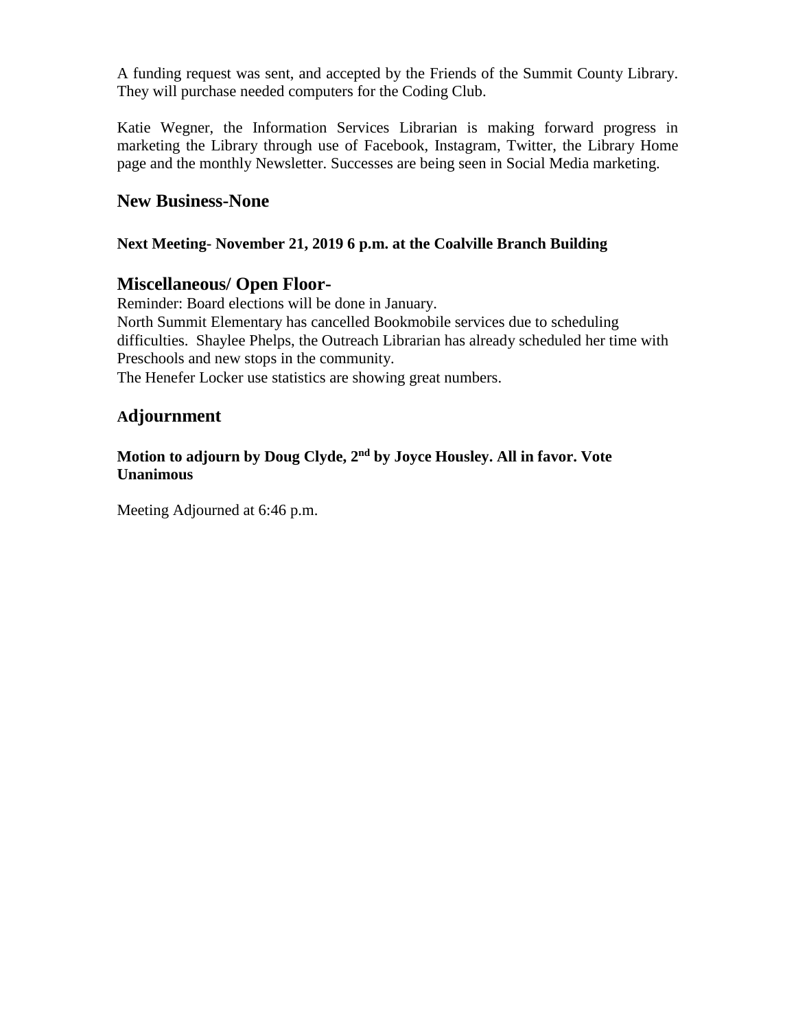A funding request was sent, and accepted by the Friends of the Summit County Library. They will purchase needed computers for the Coding Club.

Katie Wegner, the Information Services Librarian is making forward progress in marketing the Library through use of Facebook, Instagram, Twitter, the Library Home page and the monthly Newsletter. Successes are being seen in Social Media marketing.

## New Business-None

**Next Meeting- November 21, 2019 6 p.m. at the Coalville Branch Building**

## Miscellaneous/ Open Floor-

Reminder: Board elections will be done in January.
North Summit Elementary has cancelled Bookmobile services due to scheduling difficulties. Shaylee Phelps, the Outreach Librarian has already scheduled her time with Preschools and new stops in the community.
The Henefer Locker use statistics are showing great numbers.

## Adjournment

**Motion to adjourn by Doug Clyde, 2nd by Joyce Housley. All in favor. Vote Unanimous**

Meeting Adjourned at 6:46 p.m.